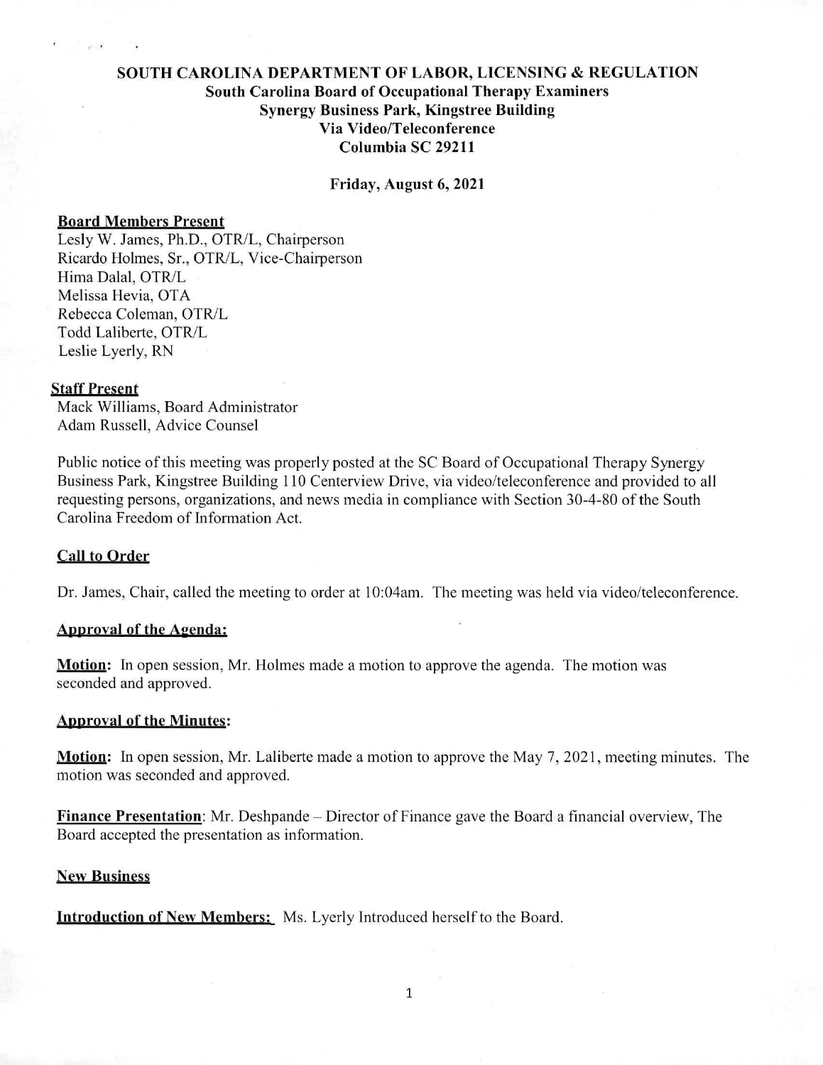# SOUTH CAROLINA DEPARTMENT OF LABOR, LICENSING & REGULATION

## South Carolina Board of Occupational Therapy Examiners

**Synergy Business Park, Kingstree Building**
**Via Video/Teleconference**
**Columbia SC 29211**

**Friday, August 6, 2021**

### Board Members Present

Lesly W. James, Ph.D., OTR/L, Chairperson
Ricardo Holmes, Sr., OTR/L, Vice-Chairperson
Hima Dalal, OTR/L
Melissa Hevia, OTA
Rebecca Coleman, OTR/L
Todd Laliberte, OTR/L
Leslie Lyerly, RN

### Staff Present

Mack Williams, Board Administrator
Adam Russell, Advice Counsel

Public notice of this meeting was properly posted at the SC Board of Occupational Therapy Synergy Business Park, Kingstree Building 110 Centerview Drive, via video/teleconference and provided to all requesting persons, organizations, and news media in compliance with Section 30-4-80 of the South Carolina Freedom of Information Act.

### Call to Order

Dr. James, Chair, called the meeting to order at 10:04am. The meeting was held via video/teleconference.

### Approval of the Agenda:

**Motion:** In open session, Mr. Holmes made a motion to approve the agenda. The motion was seconded and approved.

### Approval of the Minutes:

**Motion:** In open session, Mr. Laliberte made a motion to approve the May 7, 2021, meeting minutes. The motion was seconded and approved.

**Finance Presentation**: Mr. Deshpande – Director of Finance gave the Board a financial overview, The Board accepted the presentation as information.

### New Business

**Introduction of New Members:** Ms. Lyerly Introduced herself to the Board.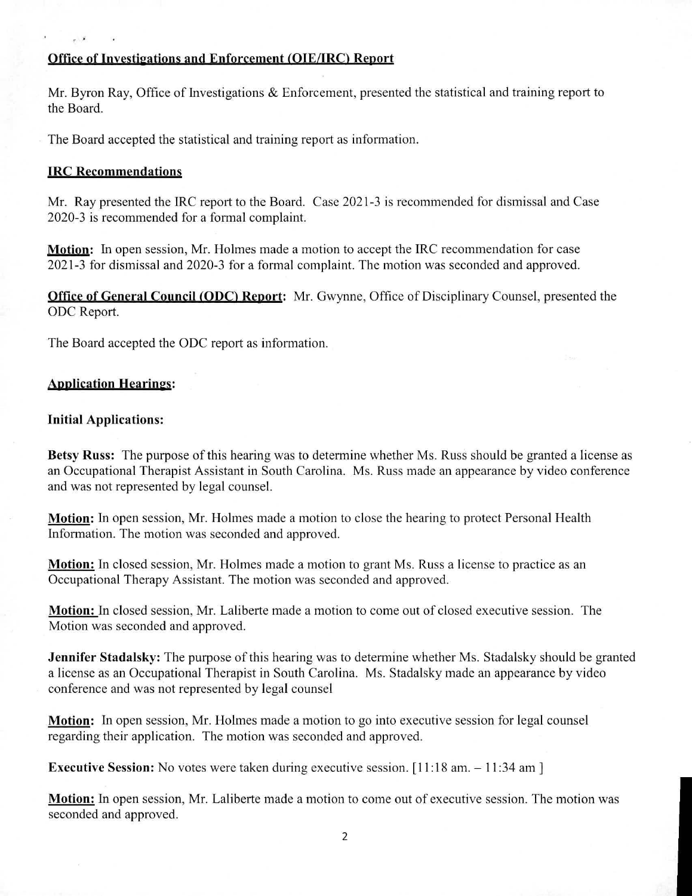**Office of Investigations and Enforcement (OIE/IRC) Report**

Mr. Byron Ray, Office of Investigations & Enforcement, presented the statistical and training report to the Board.

The Board accepted the statistical and training report as information.

**IRC Recommendations**

Mr. Ray presented the IRC report to the Board. Case 2021-3 is recommended for dismissal and Case 2020-3 is recommended for a formal complaint.

**Motion:** In open session, Mr. Holmes made a motion to accept the IRC recommendation for case 2021-3 for dismissal and 2020-3 for a formal complaint. The motion was seconded and approved.

**Office of General Council (ODC) Report:** Mr. Gwynne, Office of Disciplinary Counsel, presented the ODC Report.

The Board accepted the ODC report as information.

**Application Hearings:**

**Initial Applications:**

**Betsy Russ:** The purpose of this hearing was to determine whether Ms. Russ should be granted a license as an Occupational Therapist Assistant in South Carolina. Ms. Russ made an appearance by video conference and was not represented by legal counsel.

**Motion:** In open session, Mr. Holmes made a motion to close the hearing to protect Personal Health Information. The motion was seconded and approved.

**Motion:** In closed session, Mr. Holmes made a motion to grant Ms. Russ a license to practice as an Occupational Therapy Assistant. The motion was seconded and approved.

**Motion:** In closed session, Mr. Laliberte made a motion to come out of closed executive session. The Motion was seconded and approved.

**Jennifer Stadalsky:** The purpose of this hearing was to determine whether Ms. Stadalsky should be granted a license as an Occupational Therapist in South Carolina. Ms. Stadalsky made an appearance by video conference and was not represented by legal counsel

**Motion:** In open session, Mr. Holmes made a motion to go into executive session for legal counsel regarding their application. The motion was seconded and approved.

**Executive Session:** No votes were taken during executive session. [11:18 am. – 11:34 am ]

**Motion:** In open session, Mr. Laliberte made a motion to come out of executive session. The motion was seconded and approved.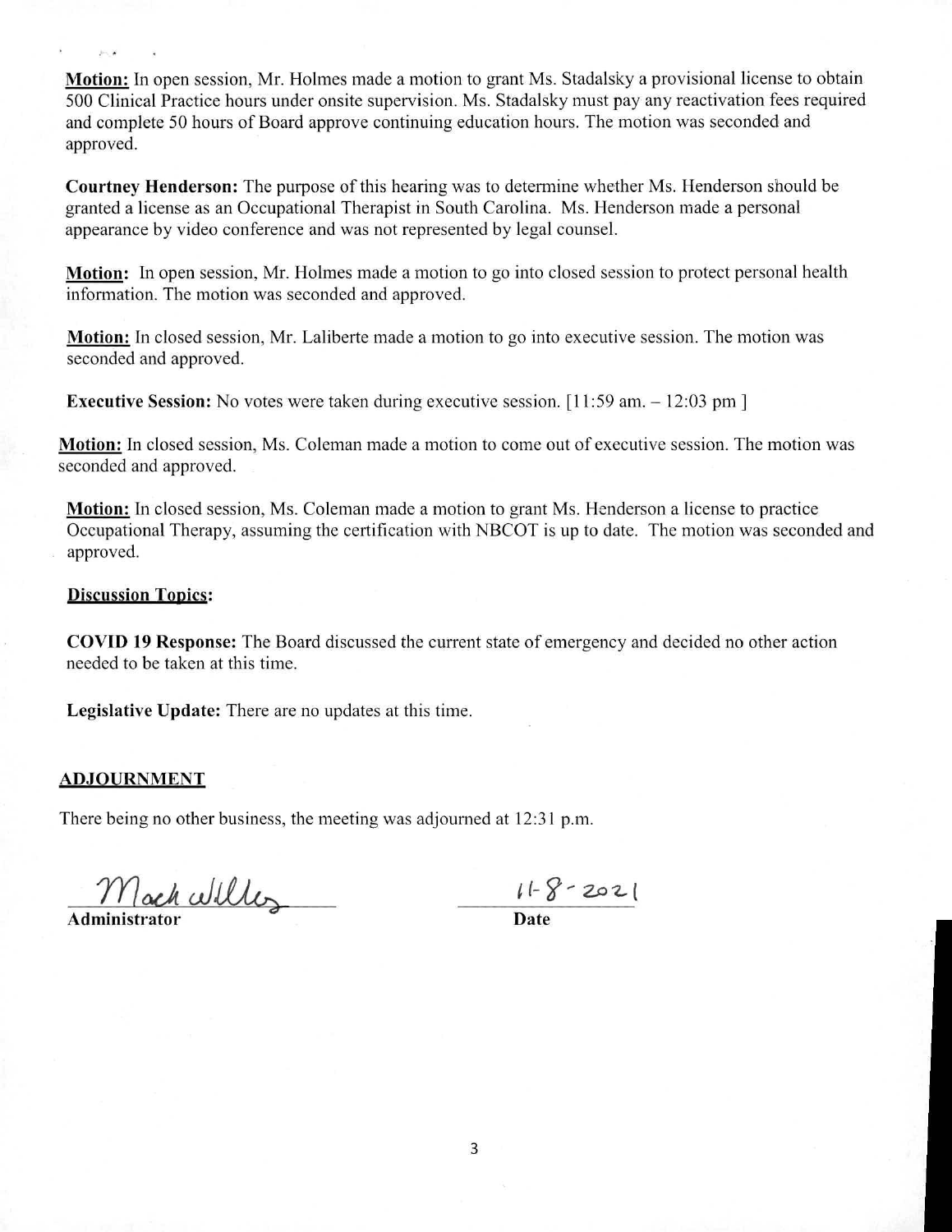**Motion:** In open session, Mr. Holmes made a motion to grant Ms. Stadalsky a provisional license to obtain 500 Clinical Practice hours under onsite supervision. Ms. Stadalsky must pay any reactivation fees required and complete 50 hours of Board approve continuing education hours. The motion was seconded and approved.

**Courtney Henderson:** The purpose of this hearing was to determine whether Ms. Henderson should be granted a license as an Occupational Therapist in South Carolina. Ms. Henderson made a personal appearance by video conference and was not represented by legal counsel.

**Motion:** In open session, Mr. Holmes made a motion to go into closed session to protect personal health information. The motion was seconded and approved.

**Motion:** In closed session, Mr. Laliberte made a motion to go into executive session. The motion was seconded and approved.

**Executive Session:** No votes were taken during executive session. [11:59 am. – 12:03 pm ]

**Motion:** In closed session, Ms. Coleman made a motion to come out of executive session. The motion was seconded and approved.

**Motion:** In closed session, Ms. Coleman made a motion to grant Ms. Henderson a license to practice Occupational Therapy, assuming the certification with NBCOT is up to date. The motion was seconded and approved.

**Discussion Topics:**

**COVID 19 Response:** The Board discussed the current state of emergency and decided no other action needed to be taken at this time.

**Legislative Update:** There are no updates at this time.

## ADJOURNMENT

There being no other business, the meeting was adjourned at 12:31 p.m.

Mark Wilkes
**Administrator**

11-8-2021
**Date**